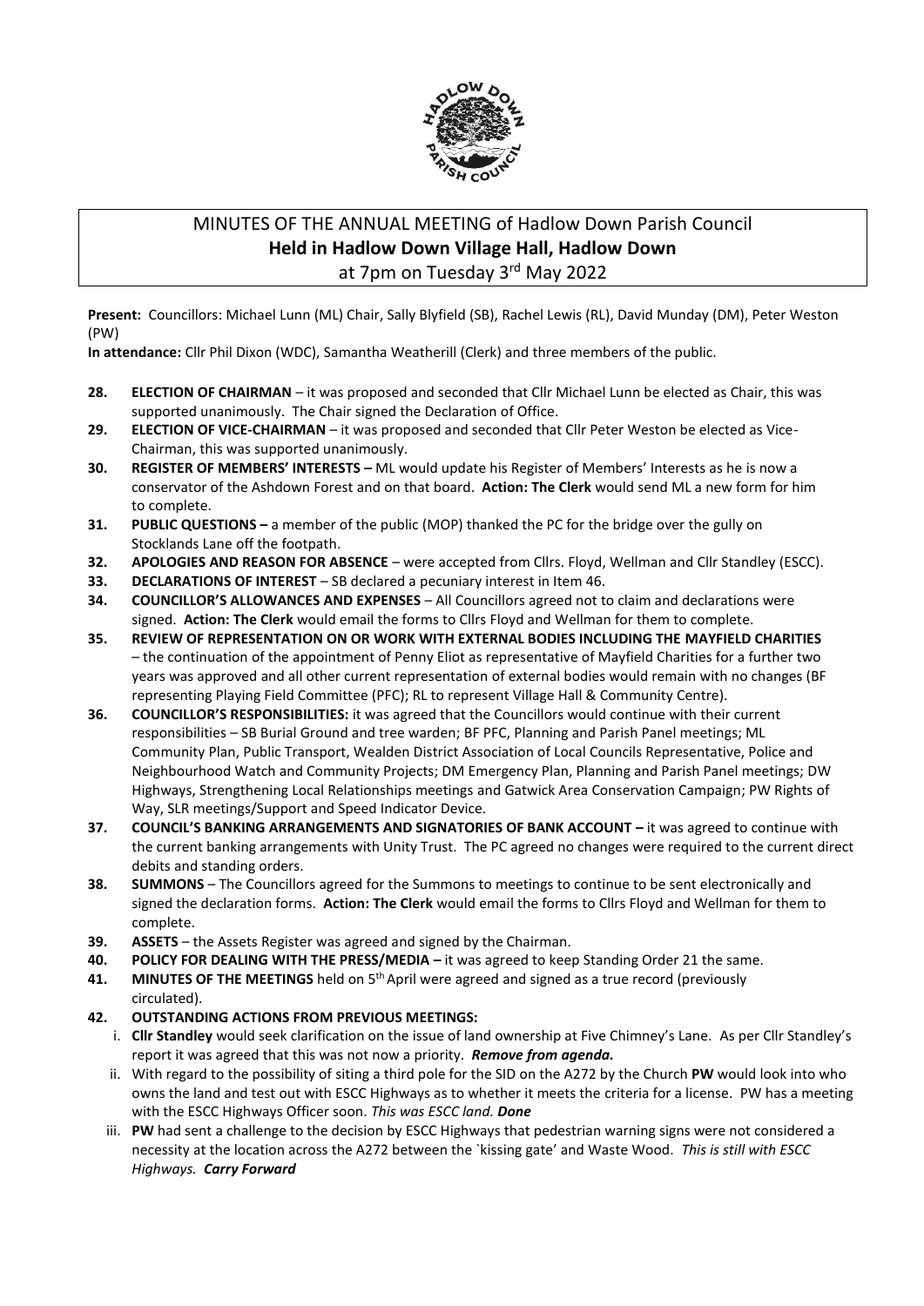# MINUTES OF THE ANNUAL MEETING of Hadlow Down Parish Council
## Held in Hadlow Down Village Hall, Hadlow Down
at 7pm on Tuesday 3rd May 2022

**Present:** Councillors: Michael Lunn (ML) Chair, Sally Blyfield (SB), Rachel Lewis (RL), David Munday (DM), Peter Weston (PW)

**In attendance:** Cllr Phil Dixon (WDC), Samantha Weatherill (Clerk) and three members of the public.

**28. ELECTION OF CHAIRMAN** – it was proposed and seconded that Cllr Michael Lunn be elected as Chair, this was supported unanimously. The Chair signed the Declaration of Office.

**29. ELECTION OF VICE-CHAIRMAN** – it was proposed and seconded that Cllr Peter Weston be elected as Vice-Chairman, this was supported unanimously.

**30. REGISTER OF MEMBERS' INTERESTS –** ML would update his Register of Members' Interests as he is now a conservator of the Ashdown Forest and on that board. **Action: The Clerk** would send ML a new form for him to complete.

**31. PUBLIC QUESTIONS –** a member of the public (MOP) thanked the PC for the bridge over the gully on Stocklands Lane off the footpath.

**32. APOLOGIES AND REASON FOR ABSENCE** – were accepted from Cllrs. Floyd, Wellman and Cllr Standley (ESCC).

**33. DECLARATIONS OF INTEREST** – SB declared a pecuniary interest in Item 46.

**34. COUNCILLOR'S ALLOWANCES AND EXPENSES** – All Councillors agreed not to claim and declarations were signed. **Action: The Clerk** would email the forms to Cllrs Floyd and Wellman for them to complete.

**35. REVIEW OF REPRESENTATION ON OR WORK WITH EXTERNAL BODIES INCLUDING THE MAYFIELD CHARITIES** – the continuation of the appointment of Penny Eliot as representative of Mayfield Charities for a further two years was approved and all other current representation of external bodies would remain with no changes (BF representing Playing Field Committee (PFC); RL to represent Village Hall & Community Centre).

**36. COUNCILLOR'S RESPONSIBILITIES:** it was agreed that the Councillors would continue with their current responsibilities – SB Burial Ground and tree warden; BF PFC, Planning and Parish Panel meetings; ML Community Plan, Public Transport, Wealden District Association of Local Councils Representative, Police and Neighbourhood Watch and Community Projects; DM Emergency Plan, Planning and Parish Panel meetings; DW Highways, Strengthening Local Relationships meetings and Gatwick Area Conservation Campaign; PW Rights of Way, SLR meetings/Support and Speed Indicator Device.

**37. COUNCIL'S BANKING ARRANGEMENTS AND SIGNATORIES OF BANK ACCOUNT –** it was agreed to continue with the current banking arrangements with Unity Trust. The PC agreed no changes were required to the current direct debits and standing orders.

**38. SUMMONS** – The Councillors agreed for the Summons to meetings to continue to be sent electronically and signed the declaration forms. **Action: The Clerk** would email the forms to Cllrs Floyd and Wellman for them to complete.

**39. ASSETS** – the Assets Register was agreed and signed by the Chairman.

**40. POLICY FOR DEALING WITH THE PRESS/MEDIA –** it was agreed to keep Standing Order 21 the same.

**41. MINUTES OF THE MEETINGS** held on 5th April were agreed and signed as a true record (previously circulated).

**42. OUTSTANDING ACTIONS FROM PREVIOUS MEETINGS:**

i. **Cllr Standley** would seek clarification on the issue of land ownership at Five Chimney's Lane. As per Cllr Standley's report it was agreed that this was not now a priority. ***Remove from agenda.***

ii. With regard to the possibility of siting a third pole for the SID on the A272 by the Church **PW** would look into who owns the land and test out with ESCC Highways as to whether it meets the criteria for a license. PW has a meeting with the ESCC Highways Officer soon. *This was ESCC land.* ***Done***

iii. **PW** had sent a challenge to the decision by ESCC Highways that pedestrian warning signs were not considered a necessity at the location across the A272 between the `kissing gate' and Waste Wood. *This is still with ESCC Highways.* ***Carry Forward***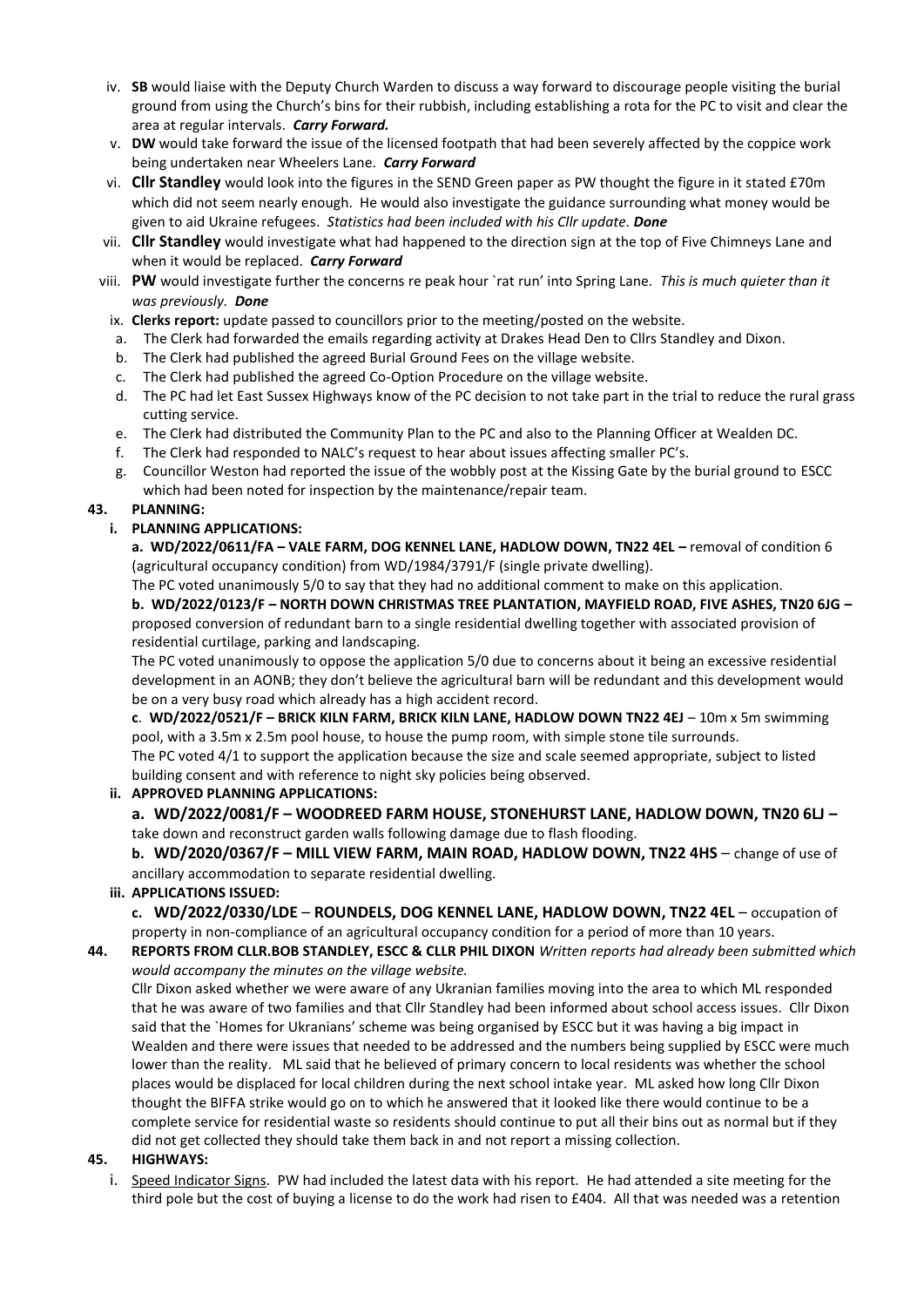iv. **SB** would liaise with the Deputy Church Warden to discuss a way forward to discourage people visiting the burial ground from using the Church's bins for their rubbish, including establishing a rota for the PC to visit and clear the area at regular intervals. ***Carry Forward.***

v. **DW** would take forward the issue of the licensed footpath that had been severely affected by the coppice work being undertaken near Wheelers Lane. ***Carry Forward***

vi. **Cllr Standley** would look into the figures in the SEND Green paper as PW thought the figure in it stated £70m which did not seem nearly enough. He would also investigate the guidance surrounding what money would be given to aid Ukraine refugees. *Statistics had been included with his Cllr update.* ***Done***

vii. **Cllr Standley** would investigate what had happened to the direction sign at the top of Five Chimneys Lane and when it would be replaced. ***Carry Forward***

viii. **PW** would investigate further the concerns re peak hour `rat run' into Spring Lane. *This is much quieter than it was previously.* ***Done***

ix. **Clerks report:** update passed to councillors prior to the meeting/posted on the website.

a. The Clerk had forwarded the emails regarding activity at Drakes Head Den to Cllrs Standley and Dixon.
b. The Clerk had published the agreed Burial Ground Fees on the village website.
c. The Clerk had published the agreed Co-Option Procedure on the village website.
d. The PC had let East Sussex Highways know of the PC decision to not take part in the trial to reduce the rural grass cutting service.
e. The Clerk had distributed the Community Plan to the PC and also to the Planning Officer at Wealden DC.
f. The Clerk had responded to NALC's request to hear about issues affecting smaller PC's.
g. Councillor Weston had reported the issue of the wobbly post at the Kissing Gate by the burial ground to ESCC which had been noted for inspection by the maintenance/repair team.

**43. PLANNING:**

**i. PLANNING APPLICATIONS:**

**a. WD/2022/0611/FA – VALE FARM, DOG KENNEL LANE, HADLOW DOWN, TN22 4EL –** removal of condition 6 (agricultural occupancy condition) from WD/1984/3791/F (single private dwelling).
The PC voted unanimously 5/0 to say that they had no additional comment to make on this application.

**b. WD/2022/0123/F – NORTH DOWN CHRISTMAS TREE PLANTATION, MAYFIELD ROAD, FIVE ASHES, TN20 6JG –** proposed conversion of redundant barn to a single residential dwelling together with associated provision of residential curtilage, parking and landscaping.
The PC voted unanimously to oppose the application 5/0 due to concerns about it being an excessive residential development in an AONB; they don't believe the agricultural barn will be redundant and this development would be on a very busy road which already has a high accident record.

**c. WD/2022/0521/F – BRICK KILN FARM, BRICK KILN LANE, HADLOW DOWN TN22 4EJ** – 10m x 5m swimming pool, with a 3.5m x 2.5m pool house, to house the pump room, with simple stone tile surrounds.
The PC voted 4/1 to support the application because the size and scale seemed appropriate, subject to listed building consent and with reference to night sky policies being observed.

**ii. APPROVED PLANNING APPLICATIONS:**

**a. WD/2022/0081/F – WOODREED FARM HOUSE, STONEHURST LANE, HADLOW DOWN, TN20 6LJ –** take down and reconstruct garden walls following damage due to flash flooding.

**b. WD/2020/0367/F – MILL VIEW FARM, MAIN ROAD, HADLOW DOWN, TN22 4HS** – change of use of ancillary accommodation to separate residential dwelling.

**iii. APPLICATIONS ISSUED:**

**c. WD/2022/0330/LDE – ROUNDELS, DOG KENNEL LANE, HADLOW DOWN, TN22 4EL** – occupation of property in non-compliance of an agricultural occupancy condition for a period of more than 10 years.

**44. REPORTS FROM CLLR.BOB STANDLEY, ESCC & CLLR PHIL DIXON** *Written reports had already been submitted which would accompany the minutes on the village website.*

Cllr Dixon asked whether we were aware of any Ukranian families moving into the area to which ML responded that he was aware of two families and that Cllr Standley had been informed about school access issues. Cllr Dixon said that the `Homes for Ukranians' scheme was being organised by ESCC but it was having a big impact in Wealden and there were issues that needed to be addressed and the numbers being supplied by ESCC were much lower than the reality. ML said that he believed of primary concern to local residents was whether the school places would be displaced for local children during the next school intake year. ML asked how long Cllr Dixon thought the BIFFA strike would go on to which he answered that it looked like there would continue to be a complete service for residential waste so residents should continue to put all their bins out as normal but if they did not get collected they should take them back in and not report a missing collection.

**45. HIGHWAYS:**

i. Speed Indicator Signs. PW had included the latest data with his report. He had attended a site meeting for the third pole but the cost of buying a license to do the work had risen to £404. All that was needed was a retention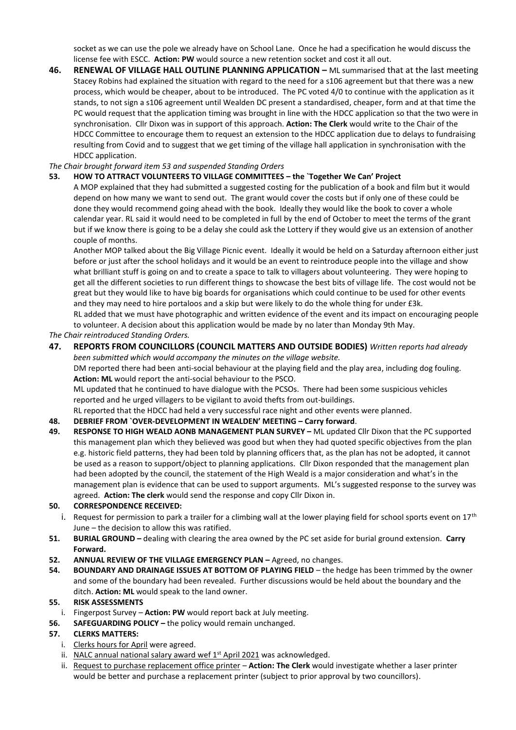socket as we can use the pole we already have on School Lane. Once he had a specification he would discuss the license fee with ESCC. **Action: PW** would source a new retention socket and cost it all out.

**46. RENEWAL OF VILLAGE HALL OUTLINE PLANNING APPLICATION –** ML summarised that at the last meeting Stacey Robins had explained the situation with regard to the need for a s106 agreement but that there was a new process, which would be cheaper, about to be introduced. The PC voted 4/0 to continue with the application as it stands, to not sign a s106 agreement until Wealden DC present a standardised, cheaper, form and at that time the PC would request that the application timing was brought in line with the HDCC application so that the two were in synchronisation. Cllr Dixon was in support of this approach. **Action: The Clerk** would write to the Chair of the HDCC Committee to encourage them to request an extension to the HDCC application due to delays to fundraising resulting from Covid and to suggest that we get timing of the village hall application in synchronisation with the HDCC application.

*The Chair brought forward item 53 and suspended Standing Orders*

**53. HOW TO ATTRACT VOLUNTEERS TO VILLAGE COMMITTEES – the `Together We Can' Project**

A MOP explained that they had submitted a suggested costing for the publication of a book and film but it would depend on how many we want to send out. The grant would cover the costs but if only one of these could be done they would recommend going ahead with the book. Ideally they would like the book to cover a whole calendar year. RL said it would need to be completed in full by the end of October to meet the terms of the grant but if we know there is going to be a delay she could ask the Lottery if they would give us an extension of another couple of months.

Another MOP talked about the Big Village Picnic event. Ideally it would be held on a Saturday afternoon either just before or just after the school holidays and it would be an event to reintroduce people into the village and show what brilliant stuff is going on and to create a space to talk to villagers about volunteering. They were hoping to get all the different societies to run different things to showcase the best bits of village life. The cost would not be great but they would like to have big boards for organisations which could continue to be used for other events and they may need to hire portaloos and a skip but were likely to do the whole thing for under £3k.

RL added that we must have photographic and written evidence of the event and its impact on encouraging people to volunteer. A decision about this application would be made by no later than Monday 9th May.

*The Chair reintroduced Standing Orders.*

**47. REPORTS FROM COUNCILLORS (COUNCIL MATTERS AND OUTSIDE BODIES)** *Written reports had already been submitted which would accompany the minutes on the village website.*

DM reported there had been anti-social behaviour at the playing field and the play area, including dog fouling. **Action: ML** would report the anti-social behaviour to the PSCO.

ML updated that he continued to have dialogue with the PCSOs. There had been some suspicious vehicles reported and he urged villagers to be vigilant to avoid thefts from out-buildings.

RL reported that the HDCC had held a very successful race night and other events were planned.

**48. DEBRIEF FROM `OVER-DEVELOPMENT IN WEALDEN' MEETING – Carry forward**.

**49. RESPONSE TO HIGH WEALD AONB MANAGEMENT PLAN SURVEY –** ML updated Cllr Dixon that the PC supported this management plan which they believed was good but when they had quoted specific objectives from the plan e.g. historic field patterns, they had been told by planning officers that, as the plan has not be adopted, it cannot be used as a reason to support/object to planning applications. Cllr Dixon responded that the management plan had been adopted by the council, the statement of the High Weald is a major consideration and what's in the management plan is evidence that can be used to support arguments. ML's suggested response to the survey was agreed. **Action: The clerk** would send the response and copy Cllr Dixon in.

**50. CORRESPONDENCE RECEIVED:**

i. Request for permission to park a trailer for a climbing wall at the lower playing field for school sports event on 17th June – the decision to allow this was ratified.

**51. BURIAL GROUND –** dealing with clearing the area owned by the PC set aside for burial ground extension. **Carry Forward.**

**52. ANNUAL REVIEW OF THE VILLAGE EMERGENCY PLAN –** Agreed, no changes.

**54. BOUNDARY AND DRAINAGE ISSUES AT BOTTOM OF PLAYING FIELD** – the hedge has been trimmed by the owner and some of the boundary had been revealed. Further discussions would be held about the boundary and the ditch. **Action: ML** would speak to the land owner.

**55. RISK ASSESSMENTS**

i. Fingerpost Survey – **Action: PW** would report back at July meeting.

**56. SAFEGUARDING POLICY –** the policy would remain unchanged.

**57. CLERKS MATTERS:**

i. Clerks hours for April were agreed.

ii. NALC annual national salary award wef 1st April 2021 was acknowledged.

ii. Request to purchase replacement office printer – **Action: The Clerk** would investigate whether a laser printer would be better and purchase a replacement printer (subject to prior approval by two councillors).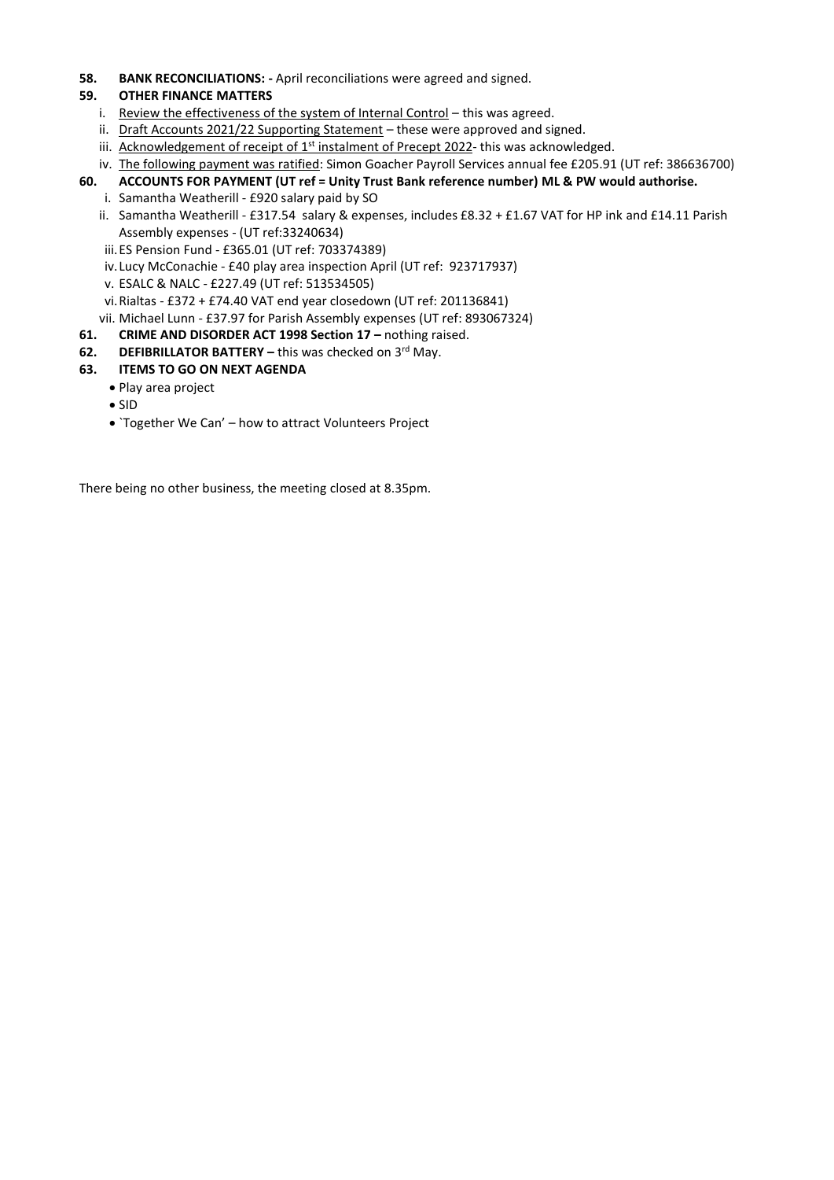**58. BANK RECONCILIATIONS: -** April reconciliations were agreed and signed.

**59. OTHER FINANCE MATTERS**

i. Review the effectiveness of the system of Internal Control – this was agreed.
ii. Draft Accounts 2021/22 Supporting Statement – these were approved and signed.
iii. Acknowledgement of receipt of 1st instalment of Precept 2022- this was acknowledged.
iv. The following payment was ratified: Simon Goacher Payroll Services annual fee £205.91 (UT ref: 386636700)

**60. ACCOUNTS FOR PAYMENT (UT ref = Unity Trust Bank reference number) ML & PW would authorise.**

i. Samantha Weatherill - £920 salary paid by SO
ii. Samantha Weatherill - £317.54 salary & expenses, includes £8.32 + £1.67 VAT for HP ink and £14.11 Parish Assembly expenses - (UT ref:33240634)
iii. ES Pension Fund - £365.01 (UT ref: 703374389)
iv. Lucy McConachie - £40 play area inspection April (UT ref: 923717937)
v. ESALC & NALC - £227.49 (UT ref: 513534505)
vi. Rialtas - £372 + £74.40 VAT end year closedown (UT ref: 201136841)
vii. Michael Lunn - £37.97 for Parish Assembly expenses (UT ref: 893067324)

**61. CRIME AND DISORDER ACT 1998 Section 17 –** nothing raised.

**62. DEFIBRILLATOR BATTERY –** this was checked on 3rd May.

**63. ITEMS TO GO ON NEXT AGENDA**

- Play area project
- SID
- `Together We Can' – how to attract Volunteers Project

There being no other business, the meeting closed at 8.35pm.